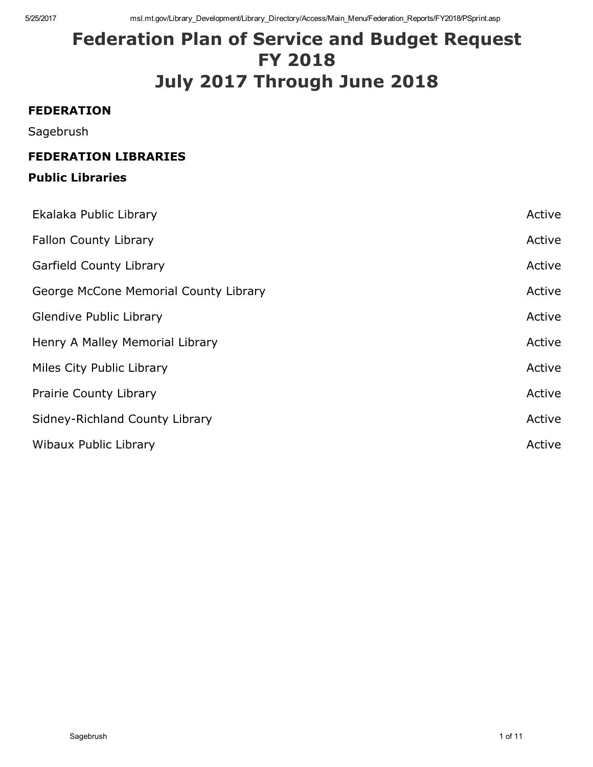# Federation Plan of Service and Budget Request
# FY 2018
# July 2017 Through June 2018

## FEDERATION

Sagebrush

## FEDERATION LIBRARIES

### Public Libraries

| Library | Status |
|---|---|
| Ekalaka Public Library | Active |
| Fallon County Library | Active |
| Garfield County Library | Active |
| George McCone Memorial County Library | Active |
| Glendive Public Library | Active |
| Henry A Malley Memorial Library | Active |
| Miles City Public Library | Active |
| Prairie County Library | Active |
| Sidney-Richland County Library | Active |
| Wibaux Public Library | Active |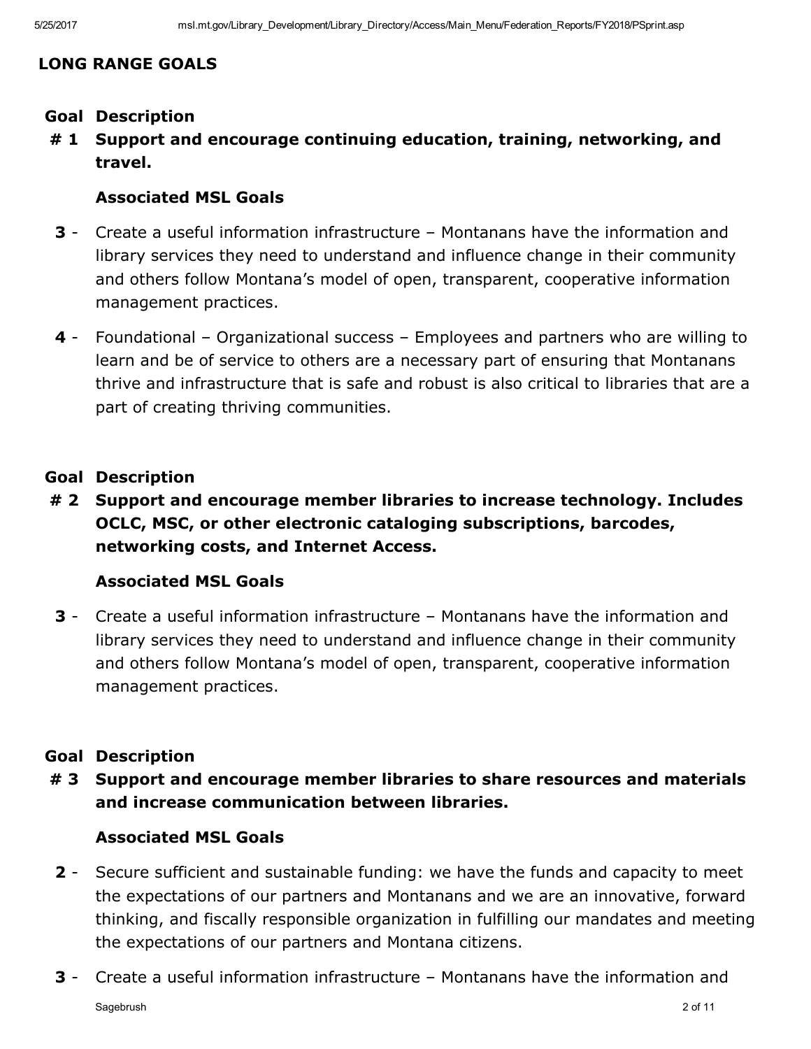## LONG RANGE GOALS

**Goal # 1**

**Description:** **Support and encourage continuing education, training, networking, and travel.**

**Associated MSL Goals**

- **3** - Create a useful information infrastructure – Montanans have the information and library services they need to understand and influence change in their community and others follow Montana's model of open, transparent, cooperative information management practices.
- **4** - Foundational – Organizational success – Employees and partners who are willing to learn and be of service to others are a necessary part of ensuring that Montanans thrive and infrastructure that is safe and robust is also critical to libraries that are a part of creating thriving communities.

**Goal # 2**

**Description:** **Support and encourage member libraries to increase technology. Includes OCLC, MSC, or other electronic cataloging subscriptions, barcodes, networking costs, and Internet Access.**

**Associated MSL Goals**

- **3** - Create a useful information infrastructure – Montanans have the information and library services they need to understand and influence change in their community and others follow Montana's model of open, transparent, cooperative information management practices.

**Goal # 3**

**Description:** **Support and encourage member libraries to share resources and materials and increase communication between libraries.**

**Associated MSL Goals**

- **2** - Secure sufficient and sustainable funding: we have the funds and capacity to meet the expectations of our partners and Montanans and we are an innovative, forward thinking, and fiscally responsible organization in fulfilling our mandates and meeting the expectations of our partners and Montana citizens.
- **3** - Create a useful information infrastructure – Montanans have the information and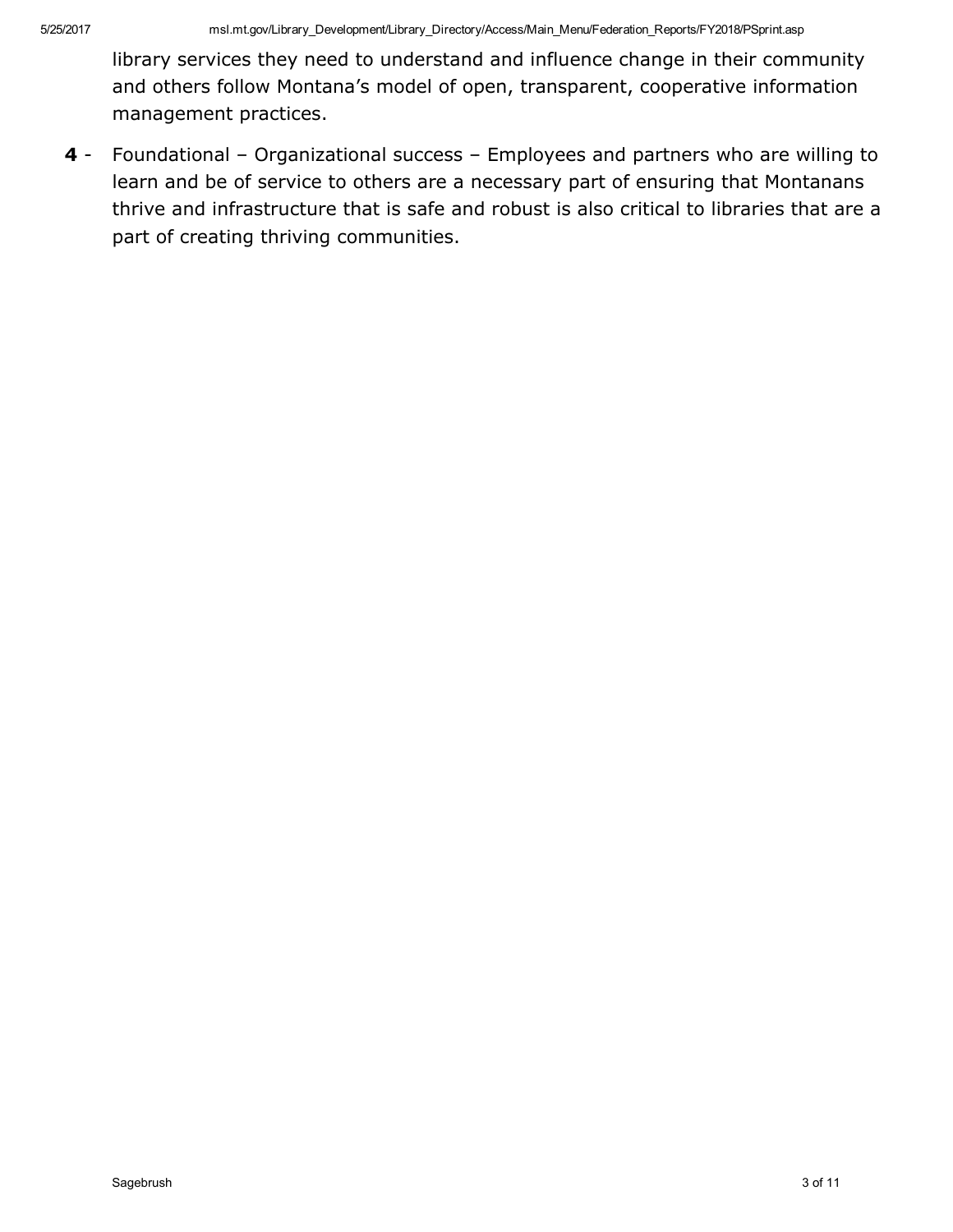library services they need to understand and influence change in their community and others follow Montana's model of open, transparent, cooperative information management practices.

**4** - Foundational – Organizational success – Employees and partners who are willing to learn and be of service to others are a necessary part of ensuring that Montanans thrive and infrastructure that is safe and robust is also critical to libraries that are a part of creating thriving communities.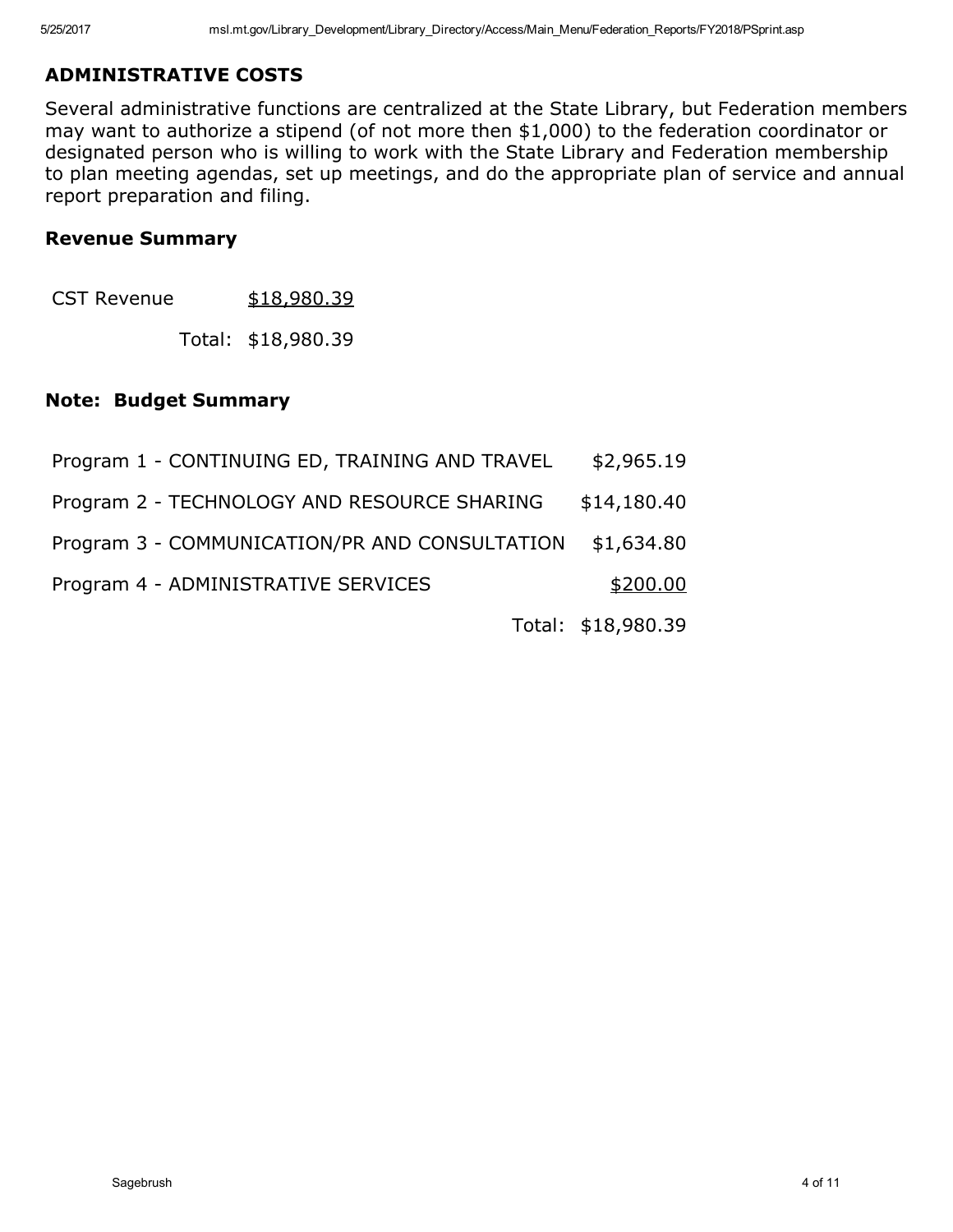## ADMINISTRATIVE COSTS

Several administrative functions are centralized at the State Library, but Federation members may want to authorize a stipend (of not more then $1,000) to the federation coordinator or designated person who is willing to work with the State Library and Federation membership to plan meeting agendas, set up meetings, and do the appropriate plan of service and annual report preparation and filing.

### Revenue Summary

| | |
|---|---|
| CST Revenue | $18,980.39 |
| Total: | $18,980.39 |

### Note: Budget Summary

| | |
|---|---|
| Program 1 - CONTINUING ED, TRAINING AND TRAVEL | $2,965.19 |
| Program 2 - TECHNOLOGY AND RESOURCE SHARING | $14,180.40 |
| Program 3 - COMMUNICATION/PR AND CONSULTATION | $1,634.80 |
| Program 4 - ADMINISTRATIVE SERVICES | $200.00 |
| Total: | $18,980.39 |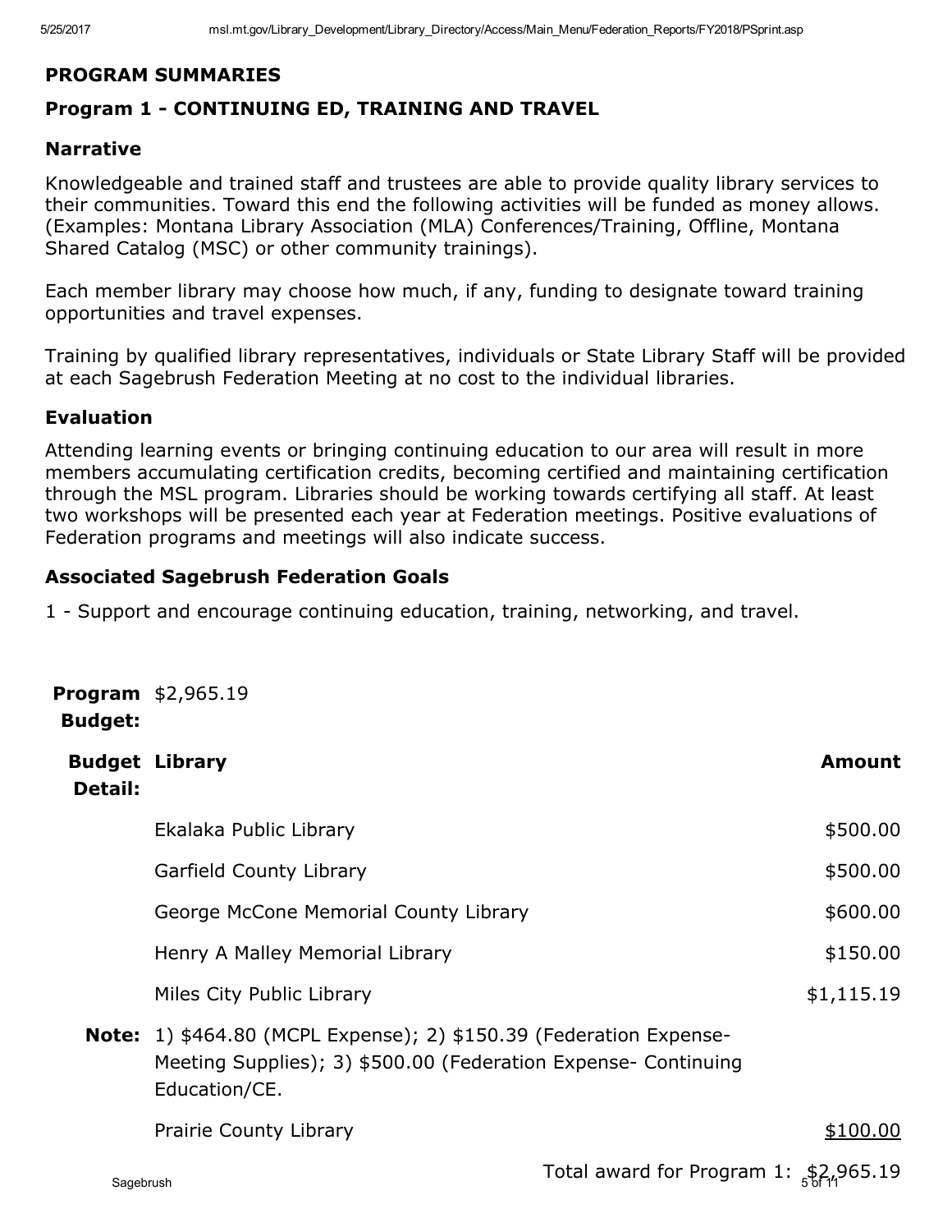## PROGRAM SUMMARIES

### Program 1 - CONTINUING ED, TRAINING AND TRAVEL

#### Narrative

Knowledgeable and trained staff and trustees are able to provide quality library services to their communities. Toward this end the following activities will be funded as money allows. (Examples: Montana Library Association (MLA) Conferences/Training, Offline, Montana Shared Catalog (MSC) or other community trainings).

Each member library may choose how much, if any, funding to designate toward training opportunities and travel expenses.

Training by qualified library representatives, individuals or State Library Staff will be provided at each Sagebrush Federation Meeting at no cost to the individual libraries.

#### Evaluation

Attending learning events or bringing continuing education to our area will result in more members accumulating certification credits, becoming certified and maintaining certification through the MSL program. Libraries should be working towards certifying all staff. At least two workshops will be presented each year at Federation meetings. Positive evaluations of Federation programs and meetings will also indicate success.

#### Associated Sagebrush Federation Goals

1 - Support and encourage continuing education, training, networking, and travel.

**Program Budget:** $2,965.19

| Budget Detail: | Library | Amount |
|---|---|---|
| | Ekalaka Public Library | $500.00 |
| | Garfield County Library | $500.00 |
| | George McCone Memorial County Library | $600.00 |
| | Henry A Malley Memorial Library | $150.00 |
| | Miles City Public Library | $1,115.19 |
| **Note:** | 1) $464.80 (MCPL Expense); 2) $150.39 (Federation Expense- Meeting Supplies); 3) $500.00 (Federation Expense- Continuing Education/CE. | |
| | Prairie County Library | $100.00 |

Total award for Program 1: $2,965.19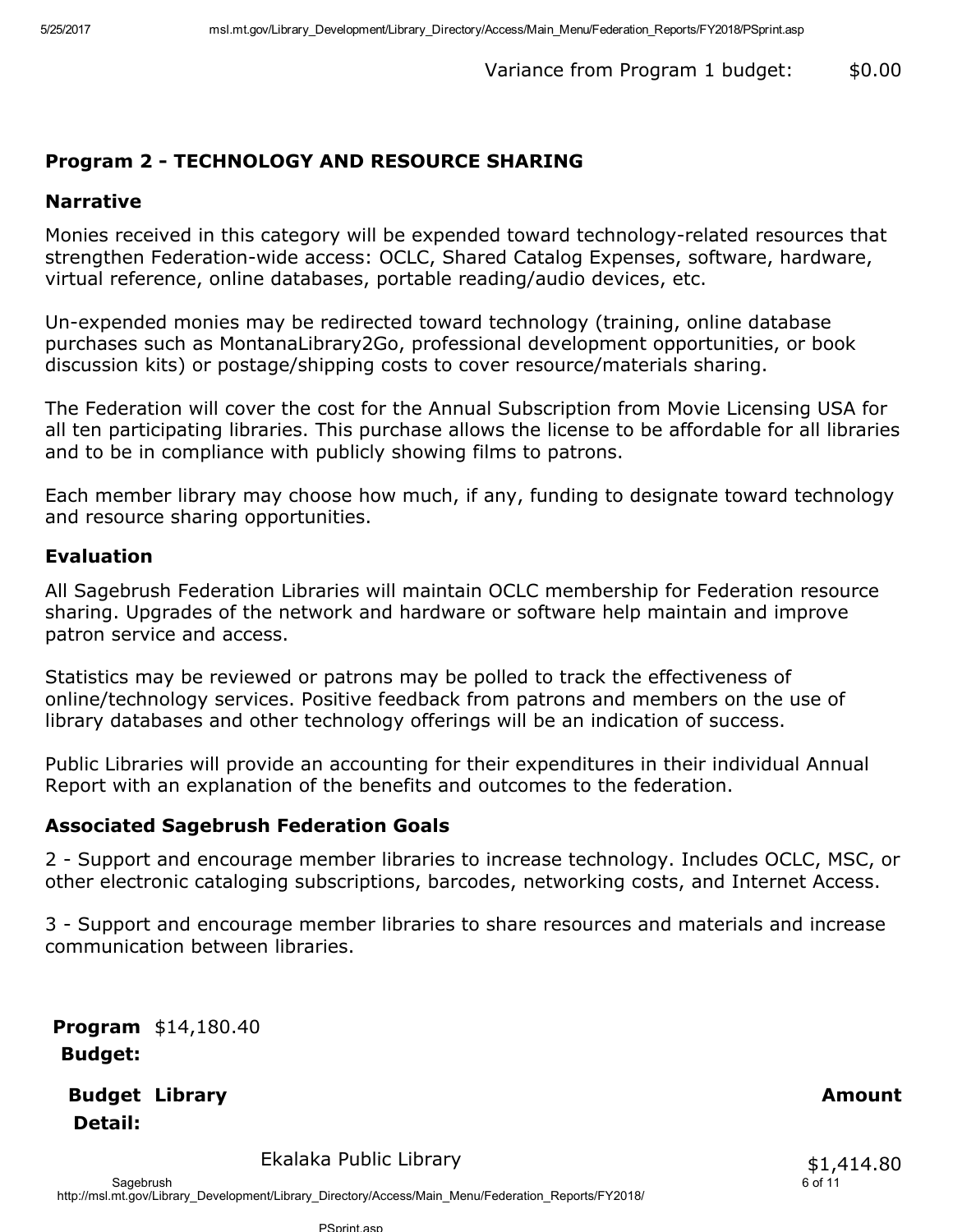Variance from Program 1 budget: $0.00

## Program 2 - TECHNOLOGY AND RESOURCE SHARING

### Narrative

Monies received in this category will be expended toward technology-related resources that strengthen Federation-wide access: OCLC, Shared Catalog Expenses, software, hardware, virtual reference, online databases, portable reading/audio devices, etc.

Un-expended monies may be redirected toward technology (training, online database purchases such as MontanaLibrary2Go, professional development opportunities, or book discussion kits) or postage/shipping costs to cover resource/materials sharing.

The Federation will cover the cost for the Annual Subscription from Movie Licensing USA for all ten participating libraries. This purchase allows the license to be affordable for all libraries and to be in compliance with publicly showing films to patrons.

Each member library may choose how much, if any, funding to designate toward technology and resource sharing opportunities.

### Evaluation

All Sagebrush Federation Libraries will maintain OCLC membership for Federation resource sharing. Upgrades of the network and hardware or software help maintain and improve patron service and access.

Statistics may be reviewed or patrons may be polled to track the effectiveness of online/technology services. Positive feedback from patrons and members on the use of library databases and other technology offerings will be an indication of success.

Public Libraries will provide an accounting for their expenditures in their individual Annual Report with an explanation of the benefits and outcomes to the federation.

### Associated Sagebrush Federation Goals

2 - Support and encourage member libraries to increase technology. Includes OCLC, MSC, or other electronic cataloging subscriptions, barcodes, networking costs, and Internet Access.

3 - Support and encourage member libraries to share resources and materials and increase communication between libraries.

**Program Budget:** $14,180.40

| **Budget Detail:** | **Library** | **Amount** |
| --- | --- | --- |
| | Ekalaka Public Library | $1,414.80 |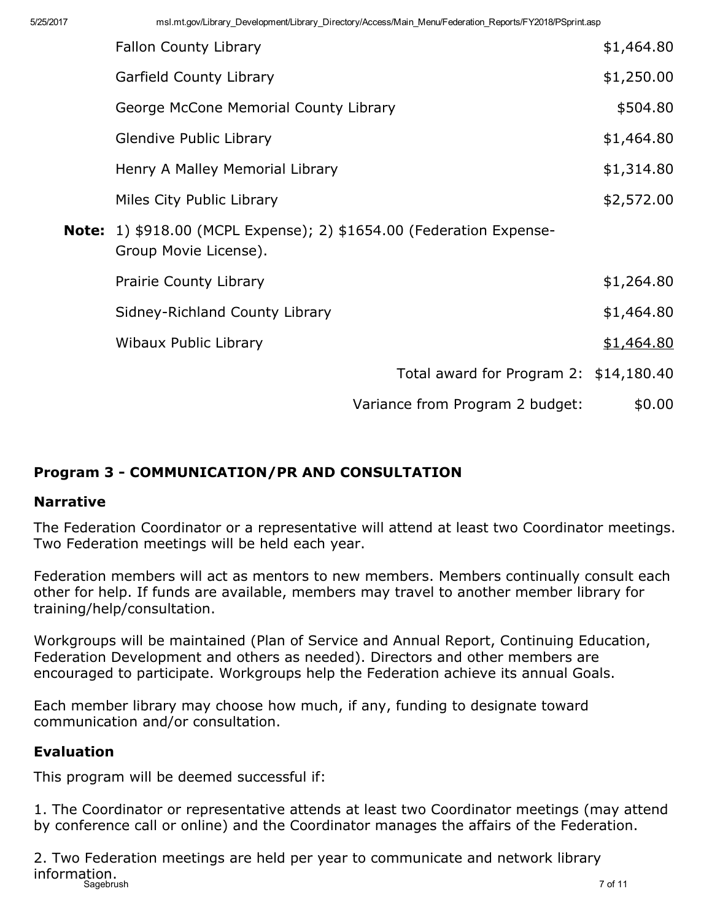| | |
|---|---|
| Fallon County Library | $1,464.80 |
| Garfield County Library | $1,250.00 |
| George McCone Memorial County Library | $504.80 |
| Glendive Public Library | $1,464.80 |
| Henry A Malley Memorial Library | $1,314.80 |
| Miles City Public Library | $2,572.00 |

**Note:** 1) $918.00 (MCPL Expense); 2) $1654.00 (Federation Expense-Group Movie License).

| | |
|---|---|
| Prairie County Library | $1,264.80 |
| Sidney-Richland County Library | $1,464.80 |
| Wibaux Public Library | $1,464.80 |
| Total award for Program 2: | $14,180.40 |
| Variance from Program 2 budget: | $0.00 |

### Program 3 - COMMUNICATION/PR AND CONSULTATION

#### Narrative

The Federation Coordinator or a representative will attend at least two Coordinator meetings. Two Federation meetings will be held each year.

Federation members will act as mentors to new members. Members continually consult each other for help. If funds are available, members may travel to another member library for training/help/consultation.

Workgroups will be maintained (Plan of Service and Annual Report, Continuing Education, Federation Development and others as needed). Directors and other members are encouraged to participate. Workgroups help the Federation achieve its annual Goals.

Each member library may choose how much, if any, funding to designate toward communication and/or consultation.

#### Evaluation

This program will be deemed successful if:

1. The Coordinator or representative attends at least two Coordinator meetings (may attend by conference call or online) and the Coordinator manages the affairs of the Federation.

2. Two Federation meetings are held per year to communicate and network library information.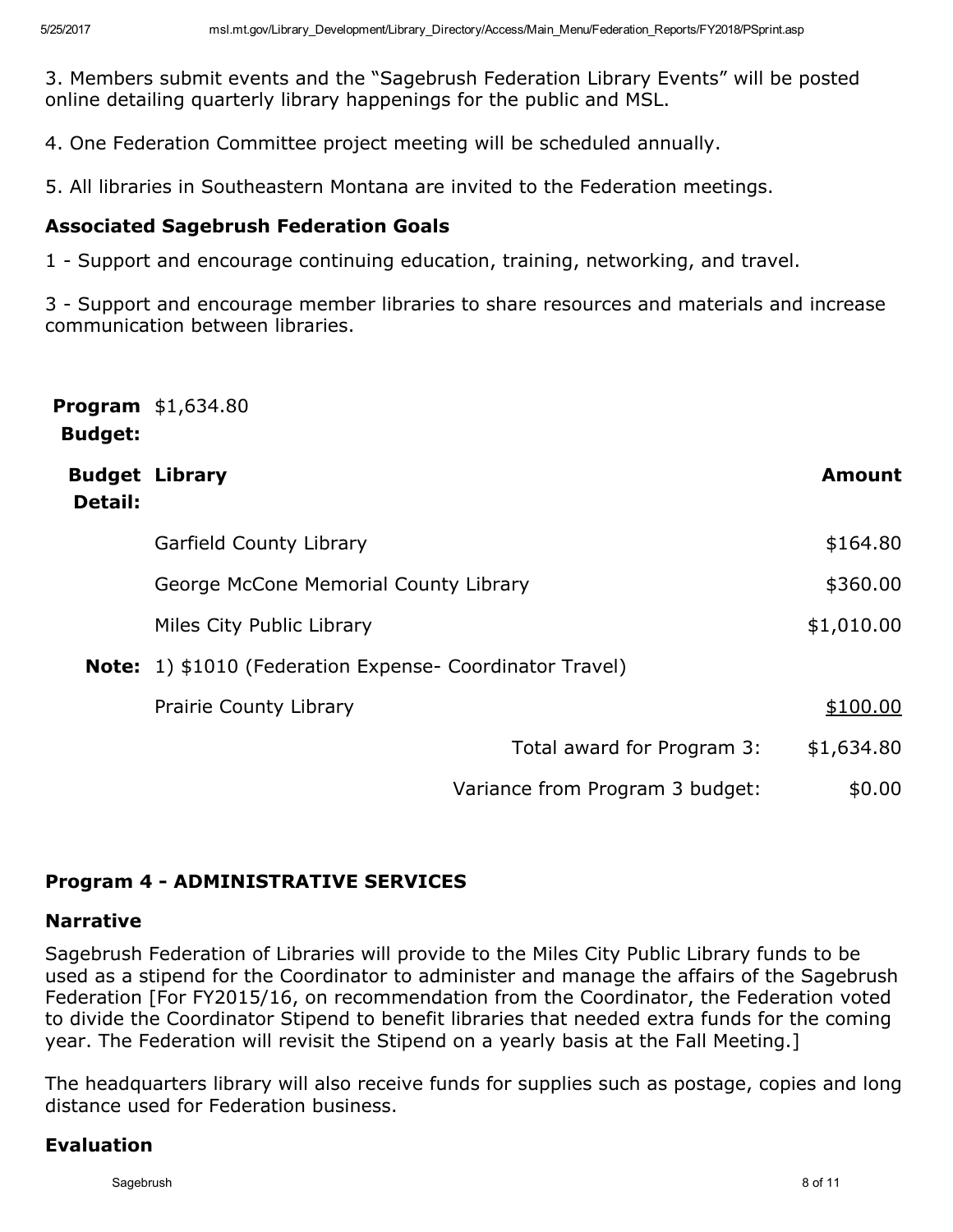3. Members submit events and the “Sagebrush Federation Library Events” will be posted online detailing quarterly library happenings for the public and MSL.

4. One Federation Committee project meeting will be scheduled annually.

5. All libraries in Southeastern Montana are invited to the Federation meetings.

### Associated Sagebrush Federation Goals

1 - Support and encourage continuing education, training, networking, and travel.

3 - Support and encourage member libraries to share resources and materials and increase communication between libraries.

**Program Budget:** $1,634.80

| Budget Detail: | Library | Amount |
|---|---|---|
| | Garfield County Library | $164.80 |
| | George McCone Memorial County Library | $360.00 |
| | Miles City Public Library | $1,010.00 |
| **Note:** | 1) $1010 (Federation Expense- Coordinator Travel) | |
| | Prairie County Library | $100.00 |
| | Total award for Program 3: | $1,634.80 |
| | Variance from Program 3 budget: | $0.00 |

### Program 4 - ADMINISTRATIVE SERVICES

#### Narrative

Sagebrush Federation of Libraries will provide to the Miles City Public Library funds to be used as a stipend for the Coordinator to administer and manage the affairs of the Sagebrush Federation [For FY2015/16, on recommendation from the Coordinator, the Federation voted to divide the Coordinator Stipend to benefit libraries that needed extra funds for the coming year. The Federation will revisit the Stipend on a yearly basis at the Fall Meeting.]

The headquarters library will also receive funds for supplies such as postage, copies and long distance used for Federation business.

#### Evaluation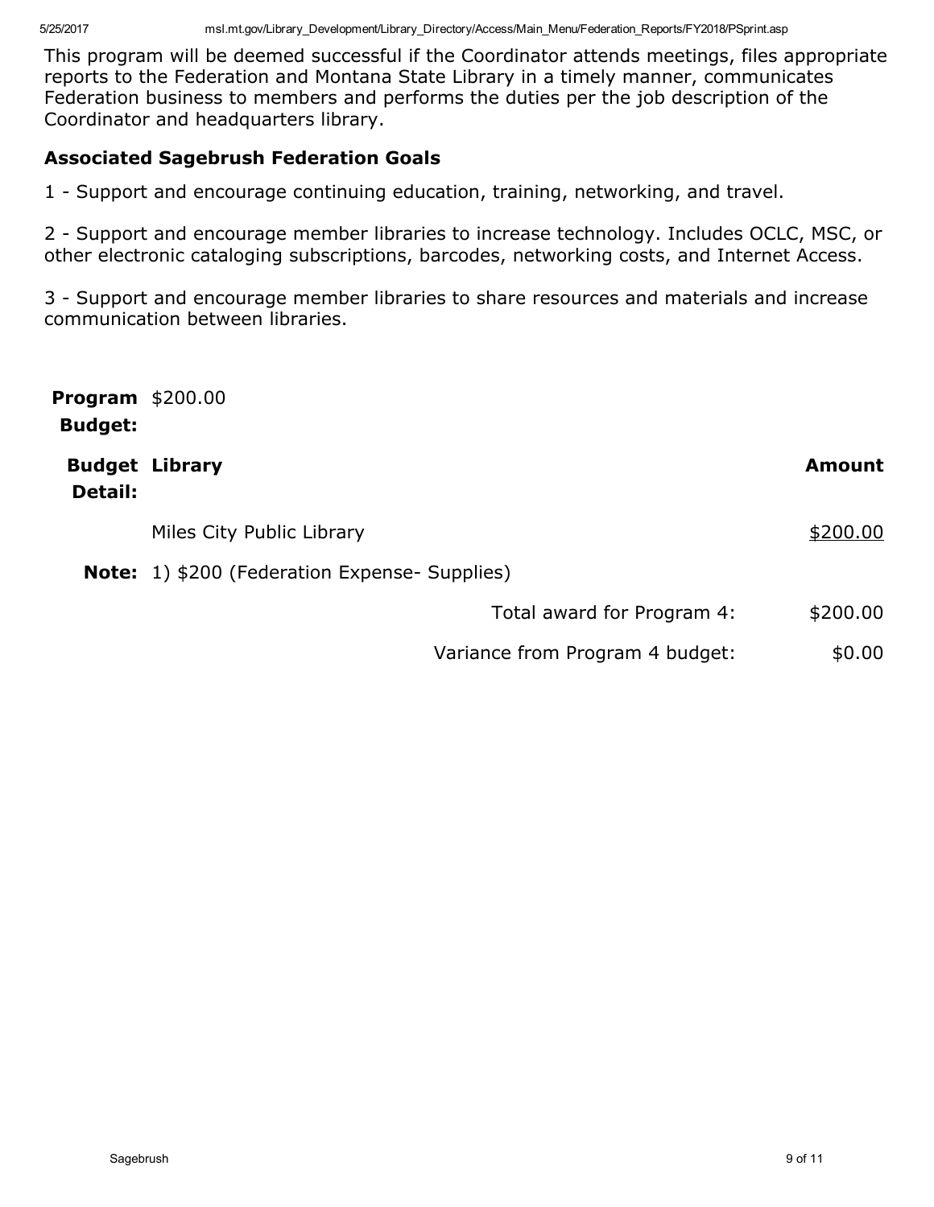This program will be deemed successful if the Coordinator attends meetings, files appropriate reports to the Federation and Montana State Library in a timely manner, communicates Federation business to members and performs the duties per the job description of the Coordinator and headquarters library.

### Associated Sagebrush Federation Goals

1 - Support and encourage continuing education, training, networking, and travel.

2 - Support and encourage member libraries to increase technology. Includes OCLC, MSC, or other electronic cataloging subscriptions, barcodes, networking costs, and Internet Access.

3 - Support and encourage member libraries to share resources and materials and increase communication between libraries.

**Program Budget:** $200.00

| **Budget Detail:** | **Library** | **Amount** |
|---|---|---|
| | Miles City Public Library | $200.00 |
| **Note:** | 1) $200 (Federation Expense- Supplies) | |
| | Total award for Program 4: | $200.00 |
| | Variance from Program 4 budget: | $0.00 |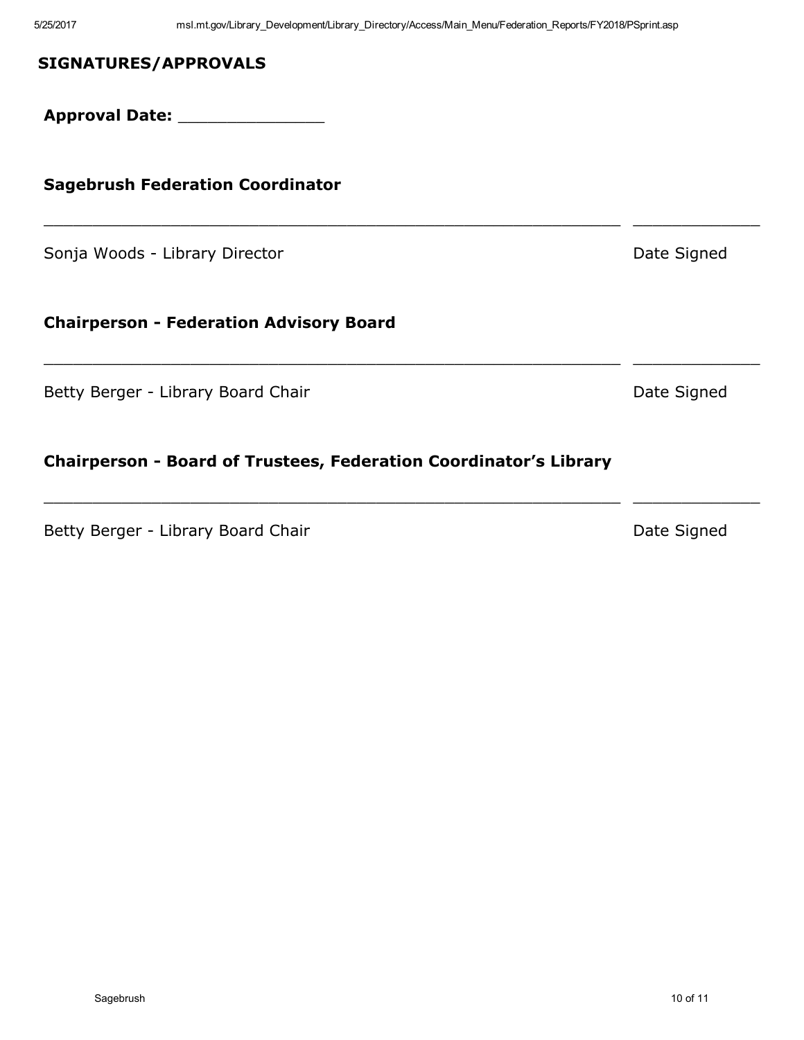## SIGNATURES/APPROVALS

**Approval Date:** ______________

### Sagebrush Federation Coordinator

_______________________________________________________ _____________

Sonja Woods - Library Director Date Signed

### Chairperson - Federation Advisory Board

_______________________________________________________ _____________

Betty Berger - Library Board Chair Date Signed

### Chairperson - Board of Trustees, Federation Coordinator's Library

_______________________________________________________ _____________

Betty Berger - Library Board Chair Date Signed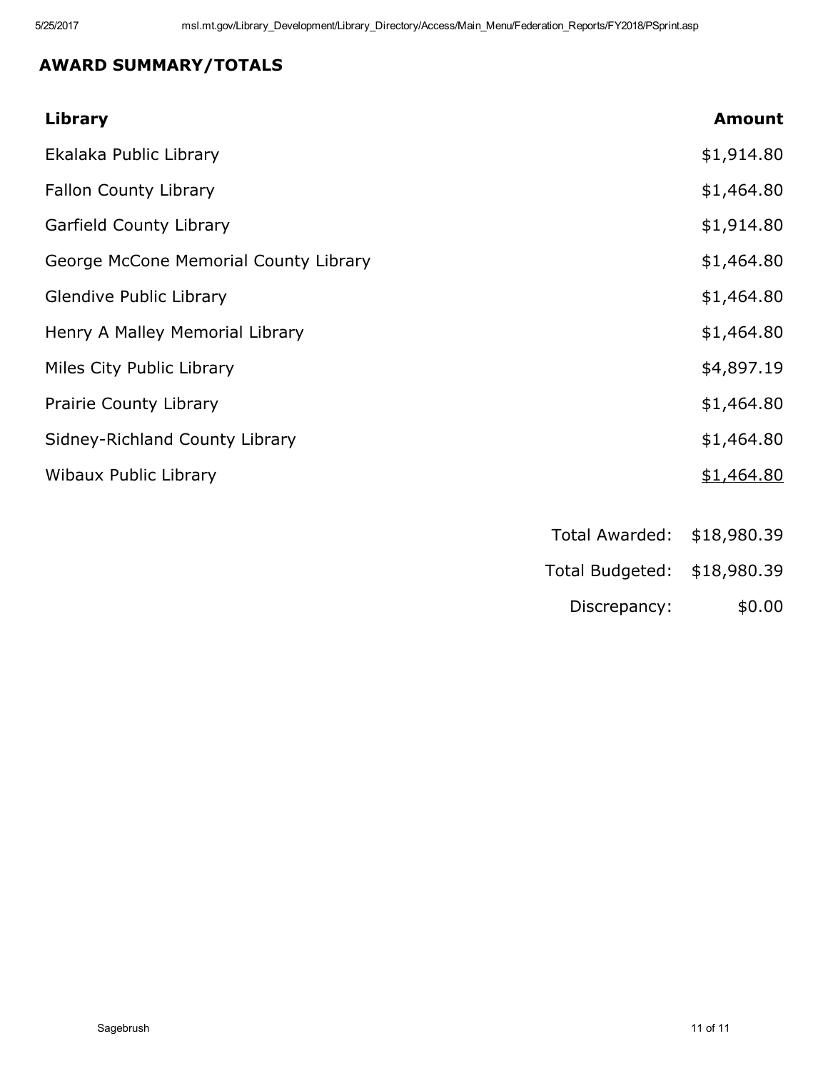## AWARD SUMMARY/TOTALS

| Library | Amount |
| --- | --- |
| Ekalaka Public Library | $1,914.80 |
| Fallon County Library | $1,464.80 |
| Garfield County Library | $1,914.80 |
| George McCone Memorial County Library | $1,464.80 |
| Glendive Public Library | $1,464.80 |
| Henry A Malley Memorial Library | $1,464.80 |
| Miles City Public Library | $4,897.19 |
| Prairie County Library | $1,464.80 |
| Sidney-Richland County Library | $1,464.80 |
| Wibaux Public Library | $1,464.80 |

| | |
| --- | --- |
| Total Awarded: | $18,980.39 |
| Total Budgeted: | $18,980.39 |
| Discrepancy: | $0.00 |